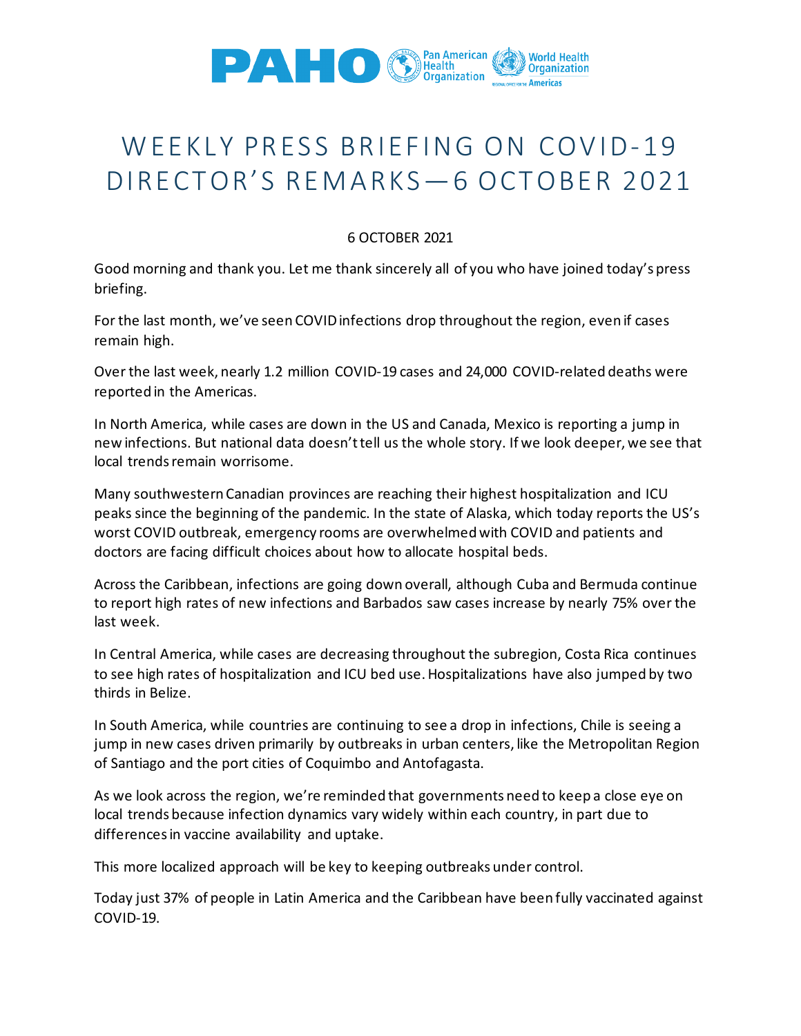# WEEKLY PRESS BRIEFING ON COVID-19 DIRECTOR'S REMARKS—6 OCTOBER 2021

6 OCTOBER 2021

Good morning and thank you. Let me thank sincerely all of you who have joined today's press briefing.

For the last month, we've seen COVID infections drop throughout the region, even if cases remain high.

Over the last week, nearly 1.2 million COVID-19 cases and 24,000 COVID-related deaths were reported in the Americas.

In North America, while cases are down in the US and Canada, Mexico is reporting a jump in new infections. But national data doesn't tell us the whole story. If we look deeper, we see that local trends remain worrisome.

Many southwestern Canadian provinces are reaching their highest hospitalization and ICU peaks since the beginning of the pandemic. In the state of Alaska, which today reports the US's worst COVID outbreak, emergency rooms are overwhelmed with COVID and patients and doctors are facing difficult choices about how to allocate hospital beds.

Across the Caribbean, infections are going down overall, although Cuba and Bermuda continue to report high rates of new infections and Barbados saw cases increase by nearly 75% over the last week.

In Central America, while cases are decreasing throughout the subregion, Costa Rica continues to see high rates of hospitalization and ICU bed use. Hospitalizations have also jumped by two thirds in Belize.

In South America, while countries are continuing to see a drop in infections, Chile is seeing a jump in new cases driven primarily by outbreaks in urban centers, like the Metropolitan Region of Santiago and the port cities of Coquimbo and Antofagasta.

As we look across the region, we're reminded that governments need to keep a close eye on local trends because infection dynamics vary widely within each country, in part due to differences in vaccine availability and uptake.

This more localized approach will be key to keeping outbreaks under control.

Today just 37% of people in Latin America and the Caribbean have been fully vaccinated against COVID-19.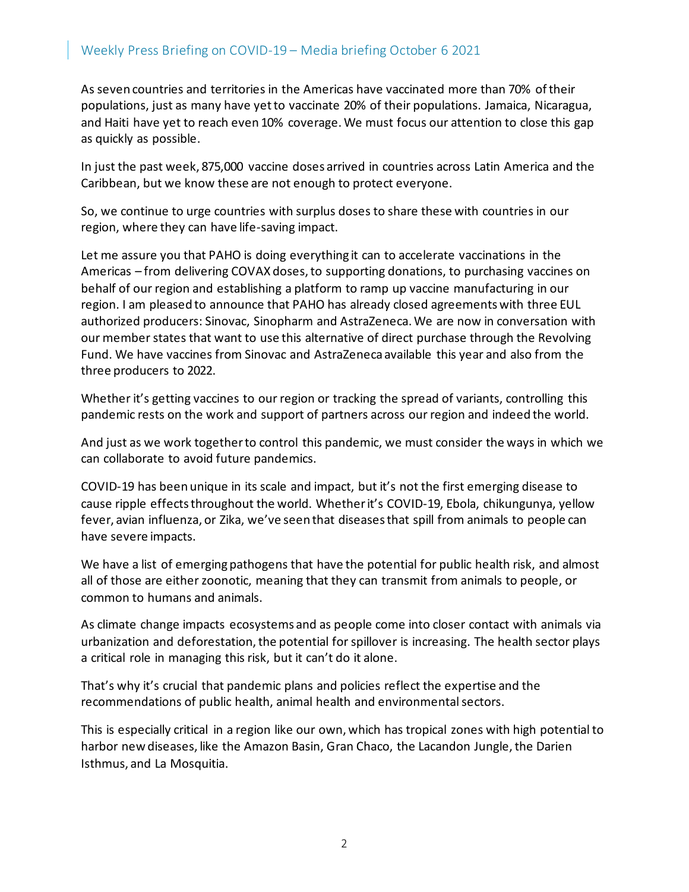As seven countries and territories in the Americas have vaccinated more than 70% of their populations, just as many have yet to vaccinate 20% of their populations. Jamaica, Nicaragua, and Haiti have yet to reach even 10% coverage. We must focus our attention to close this gap as quickly as possible.

In just the past week, 875,000 vaccine doses arrived in countries across Latin America and the Caribbean, but we know these are not enough to protect everyone.

So, we continue to urge countries with surplus doses to share these with countries in our region, where they can have life-saving impact.

Let me assure you that PAHO is doing everything it can to accelerate vaccinations in the Americas – from delivering COVAX doses, to supporting donations, to purchasing vaccines on behalf of our region and establishing a platform to ramp up vaccine manufacturing in our region. I am pleased to announce that PAHO has already closed agreements with three EUL authorized producers: Sinovac, Sinopharm and AstraZeneca. We are now in conversation with our member states that want to use this alternative of direct purchase through the Revolving Fund. We have vaccines from Sinovac and AstraZeneca available this year and also from the three producers to 2022.

Whether it's getting vaccines to our region or tracking the spread of variants, controlling this pandemic rests on the work and support of partners across our region and indeed the world.

And just as we work together to control this pandemic, we must consider the ways in which we can collaborate to avoid future pandemics.

COVID-19 has been unique in its scale and impact, but it's not the first emerging disease to cause ripple effects throughout the world. Whether it's COVID-19, Ebola, chikungunya, yellow fever, avian influenza, or Zika, we've seen that diseases that spill from animals to people can have severe impacts.

We have a list of emerging pathogens that have the potential for public health risk, and almost all of those are either zoonotic, meaning that they can transmit from animals to people, or common to humans and animals.

As climate change impacts ecosystems and as people come into closer contact with animals via urbanization and deforestation, the potential for spillover is increasing. The health sector plays a critical role in managing this risk, but it can't do it alone.

That's why it's crucial that pandemic plans and policies reflect the expertise and the recommendations of public health, animal health and environmental sectors.

This is especially critical in a region like our own, which has tropical zones with high potential to harbor new diseases, like the Amazon Basin, Gran Chaco, the Lacandon Jungle, the Darien Isthmus, and La Mosquitia.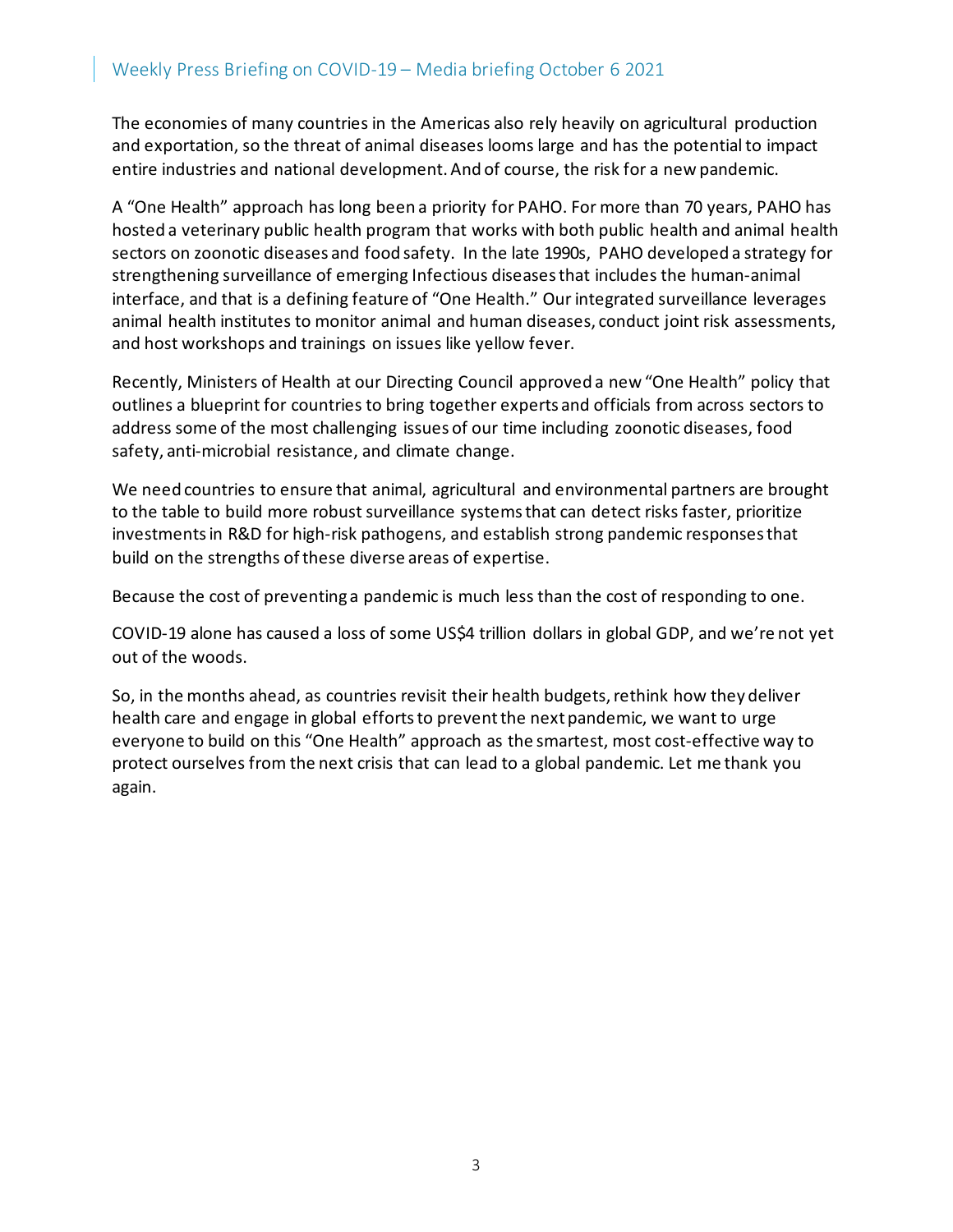The economies of many countries in the Americas also rely heavily on agricultural production and exportation, so the threat of animal diseases looms large and has the potential to impact entire industries and national development. And of course, the risk for a new pandemic.

A "One Health" approach has long been a priority for PAHO. For more than 70 years, PAHO has hosted a veterinary public health program that works with both public health and animal health sectors on zoonotic diseases and food safety. In the late 1990s, PAHO developed a strategy for strengthening surveillance of emerging Infectious diseases that includes the human-animal interface, and that is a defining feature of "One Health." Our integrated surveillance leverages animal health institutes to monitor animal and human diseases, conduct joint risk assessments, and host workshops and trainings on issues like yellow fever.

Recently, Ministers of Health at our Directing Council approved a new "One Health" policy that outlines a blueprint for countries to bring together experts and officials from across sectors to address some of the most challenging issues of our time including zoonotic diseases, food safety, anti-microbial resistance, and climate change.

We need countries to ensure that animal, agricultural and environmental partners are brought to the table to build more robust surveillance systems that can detect risks faster, prioritize investments in R&D for high-risk pathogens, and establish strong pandemic responses that build on the strengths of these diverse areas of expertise.

Because the cost of preventing a pandemic is much less than the cost of responding to one.

COVID-19 alone has caused a loss of some US$4 trillion dollars in global GDP, and we're not yet out of the woods.

So, in the months ahead, as countries revisit their health budgets, rethink how they deliver health care and engage in global efforts to prevent the next pandemic, we want to urge everyone to build on this "One Health" approach as the smartest, most cost-effective way to protect ourselves from the next crisis that can lead to a global pandemic. Let me thank you again.